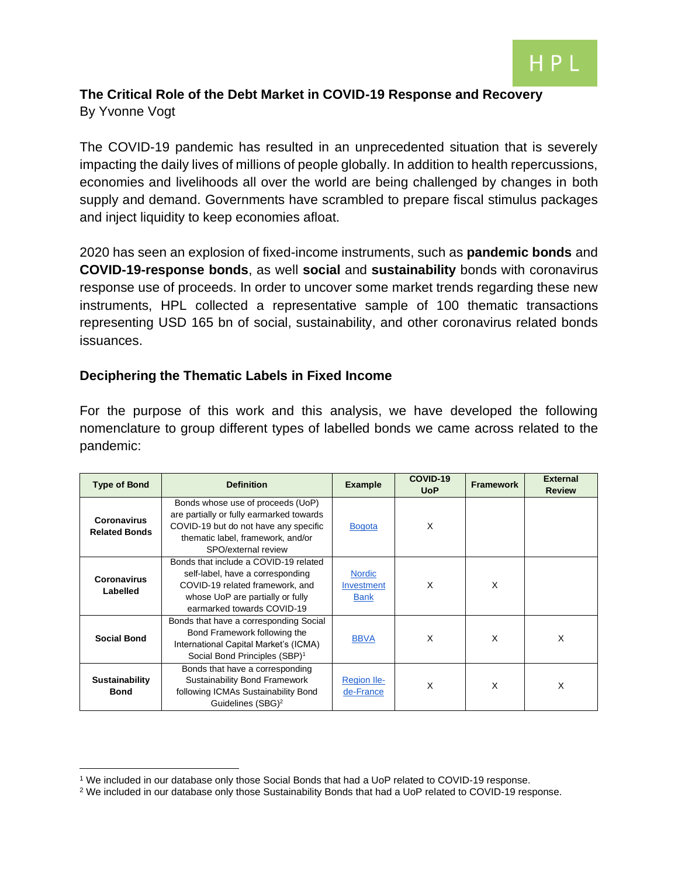# The Critical Role of the Debt Market in COVID-19 Response and Recovery

By Yvonne Vogt

The COVID-19 pandemic has resulted in an unprecedented situation that is severely impacting the daily lives of millions of people globally. In addition to health repercussions, economies and livelihoods all over the world are being challenged by changes in both supply and demand. Governments have scrambled to prepare fiscal stimulus packages and inject liquidity to keep economies afloat.

2020 has seen an explosion of fixed-income instruments, such as **pandemic bonds** and **COVID-19-response bonds**, as well **social** and **sustainability** bonds with coronavirus response use of proceeds. In order to uncover some market trends regarding these new instruments, HPL collected a representative sample of 100 thematic transactions representing USD 165 bn of social, sustainability, and other coronavirus related bonds issuances.

## Deciphering the Thematic Labels in Fixed Income

For the purpose of this work and this analysis, we have developed the following nomenclature to group different types of labelled bonds we came across related to the pandemic:

| Type of Bond | Definition | Example | COVID-19 UoP | Framework | External Review |
|---|---|---|---|---|---|
| **Coronavirus Related Bonds** | Bonds whose use of proceeds (UoP) are partially or fully earmarked towards COVID-19 but do not have any specific thematic label, framework, and/or SPO/external review | Bogota | X | | |
| **Coronavirus Labelled** | Bonds that include a COVID-19 related self-label, have a corresponding COVID-19 related framework, and whose UoP are partially or fully earmarked towards COVID-19 | Nordic Investment Bank | X | X | |
| **Social Bond** | Bonds that have a corresponding Social Bond Framework following the International Capital Market's (ICMA) Social Bond Principles (SBP)[1] | BBVA | X | X | X |
| **Sustainability Bond** | Bonds that have a corresponding Sustainability Bond Framework following ICMAs Sustainability Bond Guidelines (SBG)[2] | Region Ile-de-France | X | X | X |

[1] We included in our database only those Social Bonds that had a UoP related to COVID-19 response.

[2] We included in our database only those Sustainability Bonds that had a UoP related to COVID-19 response.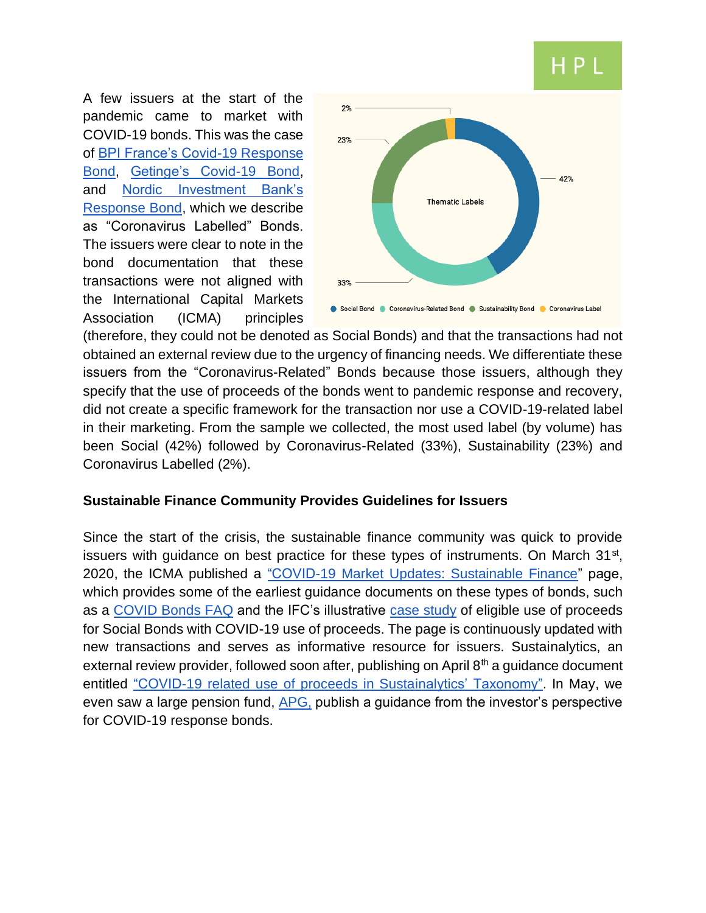A few issuers at the start of the pandemic came to market with COVID-19 bonds. This was the case of BPI France's Covid-19 Response Bond, Getinge's Covid-19 Bond, and Nordic Investment Bank's Response Bond, which we describe as "Coronavirus Labelled" Bonds. The issuers were clear to note in the bond documentation that these transactions were not aligned with the International Capital Markets Association (ICMA) principles (therefore, they could not be denoted as Social Bonds) and that the transactions had not obtained an external review due to the urgency of financing needs. We differentiate these issuers from the "Coronavirus-Related" Bonds because those issuers, although they specify that the use of proceeds of the bonds went to pandemic response and recovery, did not create a specific framework for the transaction nor use a COVID-19-related label in their marketing. From the sample we collected, the most used label (by volume) has been Social (42%) followed by Coronavirus-Related (33%), Sustainability (23%) and Coronavirus Labelled (2%).

## Sustainable Finance Community Provides Guidelines for Issuers

Since the start of the crisis, the sustainable finance community was quick to provide issuers with guidance on best practice for these types of instruments. On March 31st, 2020, the ICMA published a "COVID-19 Market Updates: Sustainable Finance" page, which provides some of the earliest guidance documents on these types of bonds, such as a COVID Bonds FAQ and the IFC's illustrative case study of eligible use of proceeds for Social Bonds with COVID-19 use of proceeds. The page is continuously updated with new transactions and serves as informative resource for issuers. Sustainalytics, an external review provider, followed soon after, publishing on April 8th a guidance document entitled "COVID-19 related use of proceeds in Sustainalytics' Taxonomy". In May, we even saw a large pension fund, APG, publish a guidance from the investor's perspective for COVID-19 response bonds.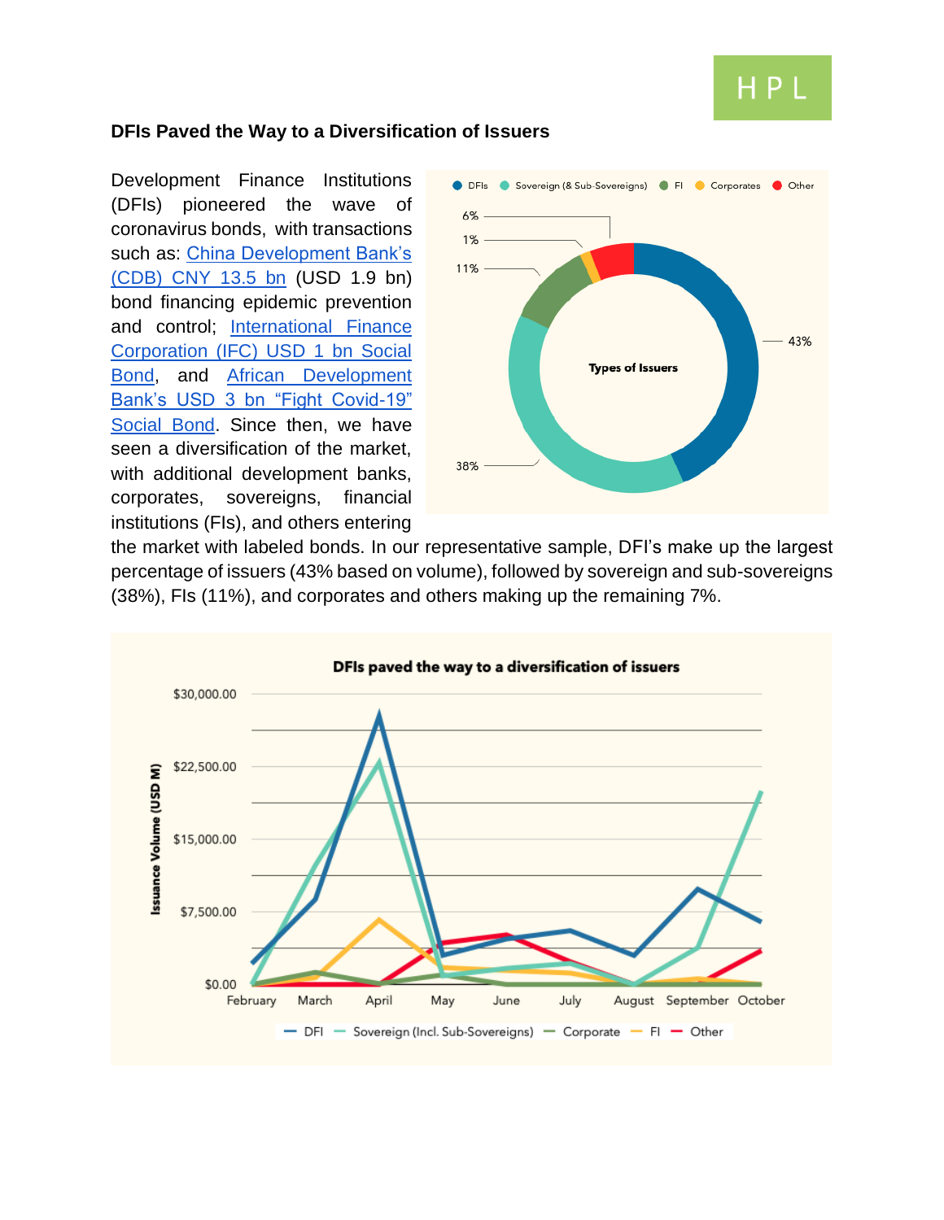## DFIs Paved the Way to a Diversification of Issuers

Development Finance Institutions (DFIs) pioneered the wave of coronavirus bonds, with transactions such as: [China Development Bank's (CDB) CNY 13.5 bn] (USD 1.9 bn) bond financing epidemic prevention and control; [International Finance Corporation (IFC) USD 1 bn Social Bond], and [African Development Bank's USD 3 bn "Fight Covid-19" Social Bond]. Since then, we have seen a diversification of the market, with additional development banks, corporates, sovereigns, financial institutions (FIs), and others entering the market with labeled bonds. In our representative sample, DFI's make up the largest percentage of issuers (43% based on volume), followed by sovereign and sub-sovereigns (38%), FIs (11%), and corporates and others making up the remaining 7%.

**Types of Issuers**

| Issuer type | Share |
|---|---|
| DFIs | 43% |
| Sovereign (& Sub-Sovereigns) | 38% |
| FI | 11% |
| Corporates | 1% |
| Other | 6% |

**DFIs paved the way to a diversification of issuers**

Line chart of Issuance Volume (USD M), February to October, for DFI, Sovereign (Incl. Sub-Sovereigns), Corporate, FI, and Other. Y-axis: $0.00, $7,500.00, $15,000.00, $22,500.00, $30,000.00.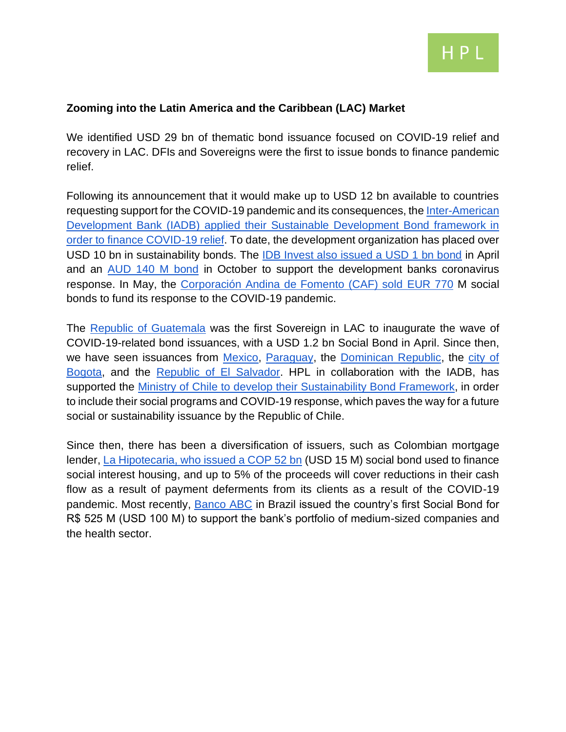**Zooming into the Latin America and the Caribbean (LAC) Market**

We identified USD 29 bn of thematic bond issuance focused on COVID-19 relief and recovery in LAC. DFIs and Sovereigns were the first to issue bonds to finance pandemic relief.

Following its announcement that it would make up to USD 12 bn available to countries requesting support for the COVID-19 pandemic and its consequences, the Inter-American Development Bank (IADB) applied their Sustainable Development Bond framework in order to finance COVID-19 relief. To date, the development organization has placed over USD 10 bn in sustainability bonds. The IDB Invest also issued a USD 1 bn bond in April and an AUD 140 M bond in October to support the development banks coronavirus response. In May, the Corporación Andina de Fomento (CAF) sold EUR 770 M social bonds to fund its response to the COVID-19 pandemic.

The Republic of Guatemala was the first Sovereign in LAC to inaugurate the wave of COVID-19-related bond issuances, with a USD 1.2 bn Social Bond in April. Since then, we have seen issuances from Mexico, Paraguay, the Dominican Republic, the city of Bogota, and the Republic of El Salvador. HPL in collaboration with the IADB, has supported the Ministry of Chile to develop their Sustainability Bond Framework, in order to include their social programs and COVID-19 response, which paves the way for a future social or sustainability issuance by the Republic of Chile.

Since then, there has been a diversification of issuers, such as Colombian mortgage lender, La Hipotecaria, who issued a COP 52 bn (USD 15 M) social bond used to finance social interest housing, and up to 5% of the proceeds will cover reductions in their cash flow as a result of payment deferments from its clients as a result of the COVID-19 pandemic. Most recently, Banco ABC in Brazil issued the country's first Social Bond for R$ 525 M (USD 100 M) to support the bank's portfolio of medium-sized companies and the health sector.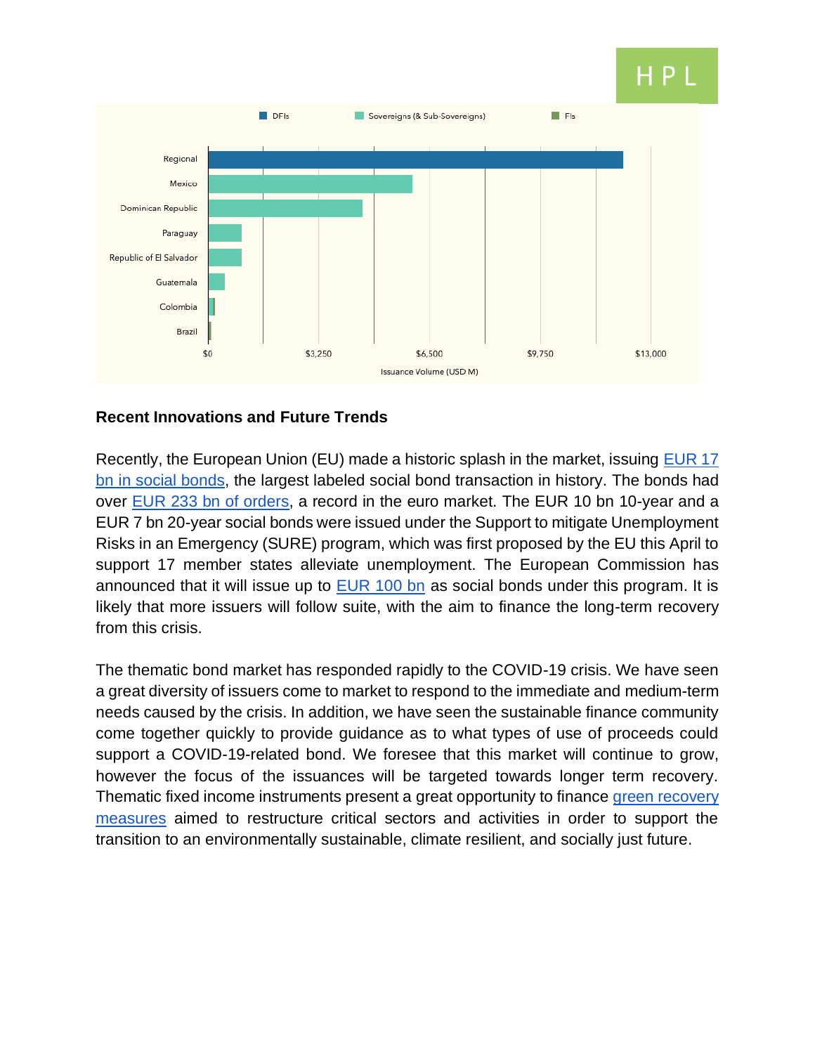DFIs
Sovereigns (& Sub-Sovereigns)
FIs

Regional
Mexico
Dominican Republic
Paraguay
Republic of El Salvador
Guatemala
Colombia
Brazil

$0
$3,250
$6,500
$9,750
$13,000

Issuance Volume (USD M)

**Recent Innovations and Future Trends**

Recently, the European Union (EU) made a historic splash in the market, issuing [EUR 17 bn in social bonds](), the largest labeled social bond transaction in history. The bonds had over [EUR 233 bn of orders](), a record in the euro market. The EUR 10 bn 10-year and a EUR 7 bn 20-year social bonds were issued under the Support to mitigate Unemployment Risks in an Emergency (SURE) program, which was first proposed by the EU this April to support 17 member states alleviate unemployment. The European Commission has announced that it will issue up to [EUR 100 bn]() as social bonds under this program. It is likely that more issuers will follow suite, with the aim to finance the long-term recovery from this crisis.

The thematic bond market has responded rapidly to the COVID-19 crisis. We have seen a great diversity of issuers come to market to respond to the immediate and medium-term needs caused by the crisis. In addition, we have seen the sustainable finance community come together quickly to provide guidance as to what types of use of proceeds could support a COVID-19-related bond. We foresee that this market will continue to grow, however the focus of the issuances will be targeted towards longer term recovery. Thematic fixed income instruments present a great opportunity to finance [green recovery measures]() aimed to restructure critical sectors and activities in order to support the transition to an environmentally sustainable, climate resilient, and socially just future.